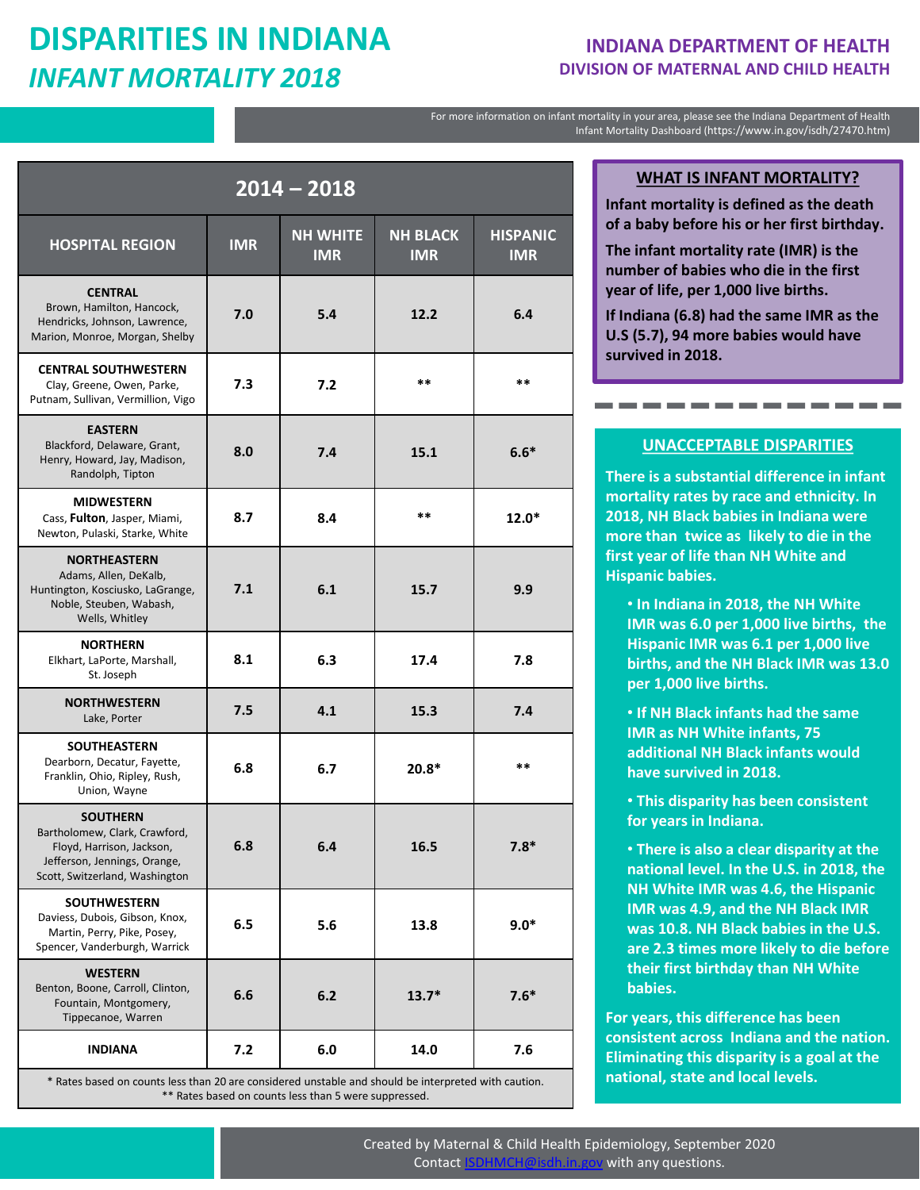# DISPARITIES IN INDIANA

## *INFANT MORTALITY 2018*

**INDIANA DEPARTMENT OF HEALTH**
**DIVISION OF MATERNAL AND CHILD HEALTH**

For more information on infant mortality in your area, please see the Indiana Department of Health Infant Mortality Dashboard (https://www.in.gov/isdh/27470.htm)

| 2014 – 2018 | | | | |
|---|---|---|---|---|
| **HOSPITAL REGION** | **IMR** | **NH WHITE IMR** | **NH BLACK IMR** | **HISPANIC IMR** |
| **CENTRAL** Brown, Hamilton, Hancock, Hendricks, Johnson, Lawrence, Marion, Monroe, Morgan, Shelby | 7.0 | 5.4 | 12.2 | 6.4 |
| **CENTRAL SOUTHWESTERN** Clay, Greene, Owen, Parke, Putnam, Sullivan, Vermillion, Vigo | 7.3 | 7.2 | ** | ** |
| **EASTERN** Blackford, Delaware, Grant, Henry, Howard, Jay, Madison, Randolph, Tipton | 8.0 | 7.4 | 15.1 | 6.6* |
| **MIDWESTERN** Cass, **Fulton**, Jasper, Miami, Newton, Pulaski, Starke, White | 8.7 | 8.4 | ** | 12.0* |
| **NORTHEASTERN** Adams, Allen, DeKalb, Huntington, Kosciusko, LaGrange, Noble, Steuben, Wabash, Wells, Whitley | 7.1 | 6.1 | 15.7 | 9.9 |
| **NORTHERN** Elkhart, LaPorte, Marshall, St. Joseph | 8.1 | 6.3 | 17.4 | 7.8 |
| **NORTHWESTERN** Lake, Porter | 7.5 | 4.1 | 15.3 | 7.4 |
| **SOUTHEASTERN** Dearborn, Decatur, Fayette, Franklin, Ohio, Ripley, Rush, Union, Wayne | 6.8 | 6.7 | 20.8* | ** |
| **SOUTHERN** Bartholomew, Clark, Crawford, Floyd, Harrison, Jackson, Jefferson, Jennings, Orange, Scott, Switzerland, Washington | 6.8 | 6.4 | 16.5 | 7.8* |
| **SOUTHWESTERN** Daviess, Dubois, Gibson, Knox, Martin, Perry, Pike, Posey, Spencer, Vanderburgh, Warrick | 6.5 | 5.6 | 13.8 | 9.0* |
| **WESTERN** Benton, Boone, Carroll, Clinton, Fountain, Montgomery, Tippecanoe, Warren | 6.6 | 6.2 | 13.7* | 7.6* |
| **INDIANA** | 7.2 | 6.0 | 14.0 | 7.6 |

\* Rates based on counts less than 20 are considered unstable and should be interpreted with caution.
** Rates based on counts less than 5 were suppressed.

### WHAT IS INFANT MORTALITY?

**Infant mortality is defined as the death of a baby before his or her first birthday.**

**The infant mortality rate (IMR) is the number of babies who die in the first year of life, per 1,000 live births.**

**If Indiana (6.8) had the same IMR as the U.S (5.7), 94 more babies would have survived in 2018.**

### UNACCEPTABLE DISPARITIES

**There is a substantial difference in infant mortality rates by race and ethnicity. In 2018, NH Black babies in Indiana were more than twice as likely to die in the first year of life than NH White and Hispanic babies.**

- **In Indiana in 2018, the NH White IMR was 6.0 per 1,000 live births, the Hispanic IMR was 6.1 per 1,000 live births, and the NH Black IMR was 13.0 per 1,000 live births.**
- **If NH Black infants had the same IMR as NH White infants, 75 additional NH Black infants would have survived in 2018.**
- **This disparity has been consistent for years in Indiana.**
- **There is also a clear disparity at the national level. In the U.S. in 2018, the NH White IMR was 4.6, the Hispanic IMR was 4.9, and the NH Black IMR was 10.8. NH Black babies in the U.S. are 2.3 times more likely to die before their first birthday than NH White babies.**

**For years, this difference has been consistent across Indiana and the nation. Eliminating this disparity is a goal at the national, state and local levels.**

Created by Maternal & Child Health Epidemiology, September 2020
Contact ISDHMCH@isdh.in.gov with any questions.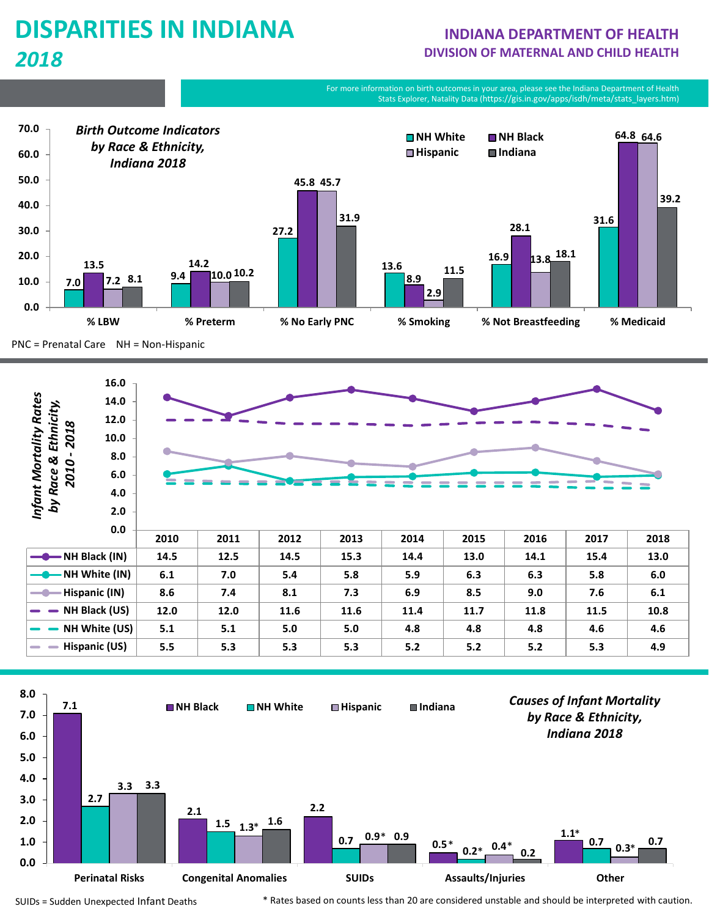# DISPARITIES IN INDIANA

## *2018*

**INDIANA DEPARTMENT OF HEALTH**
**DIVISION OF MATERNAL AND CHILD HEALTH**

For more information on birth outcomes in your area, please see the Indiana Department of Health Stats Explorer, Natality Data (https://gis.in.gov/apps/isdh/meta/stats_layers.htm)

***Birth Outcome Indicators by Race & Ethnicity, Indiana 2018***

NH White, NH Black, Hispanic, Indiana

70.0
60.0
50.0
40.0
30.0
20.0
10.0
0.0

% LBW: 7.0, 13.5, 7.2, 8.1
% Preterm: 9.4, 14.2, 10.0, 10.2
% No Early PNC: 27.2, 45.8, 45.7, 31.9
% Smoking: 13.6, 8.9, 2.9, 11.5
% Not Breastfeeding: 16.9, 28.1, 13.8, 18.1
% Medicaid: 31.6, 64.8, 64.6, 39.2

PNC = Prenatal Care NH = Non-Hispanic

***Infant Mortality Rates by Race & Ethnicity, 2010 - 2018***

16.0
14.0
12.0
10.0
8.0
6.0
4.0
2.0
0.0

| | 2010 | 2011 | 2012 | 2013 | 2014 | 2015 | 2016 | 2017 | 2018 |
|---|---|---|---|---|---|---|---|---|---|
| NH Black (IN) | 14.5 | 12.5 | 14.5 | 15.3 | 14.4 | 13.0 | 14.1 | 15.4 | 13.0 |
| NH White (IN) | 6.1 | 7.0 | 5.4 | 5.8 | 5.9 | 6.3 | 6.3 | 5.8 | 6.0 |
| Hispanic (IN) | 8.6 | 7.4 | 8.1 | 7.3 | 6.9 | 8.5 | 9.0 | 7.6 | 6.1 |
| NH Black (US) | 12.0 | 12.0 | 11.6 | 11.6 | 11.4 | 11.7 | 11.8 | 11.5 | 10.8 |
| NH White (US) | 5.1 | 5.1 | 5.0 | 5.0 | 4.8 | 4.8 | 4.8 | 4.6 | 4.6 |
| Hispanic (US) | 5.5 | 5.3 | 5.3 | 5.3 | 5.2 | 5.2 | 5.2 | 5.3 | 4.9 |

***Causes of Infant Mortality by Race & Ethnicity, Indiana 2018***

NH Black, NH White, Hispanic, Indiana

8.0
7.0
6.0
5.0
4.0
3.0
2.0
1.0
0.0

Perinatal Risks: 7.1, 2.7, 3.3, 3.3
Congenital Anomalies: 2.1, 1.5, 1.3*, 1.6
SUIDs: 2.2, 0.7, 0.9*, 0.9
Assaults/Injuries: 0.5*, 0.2*, 0.4*, 0.2
Other: 1.1*, 0.7, 0.3*, 0.7

SUIDs = Sudden Unexpected Infant Deaths

* Rates based on counts less than 20 are considered unstable and should be interpreted with caution.